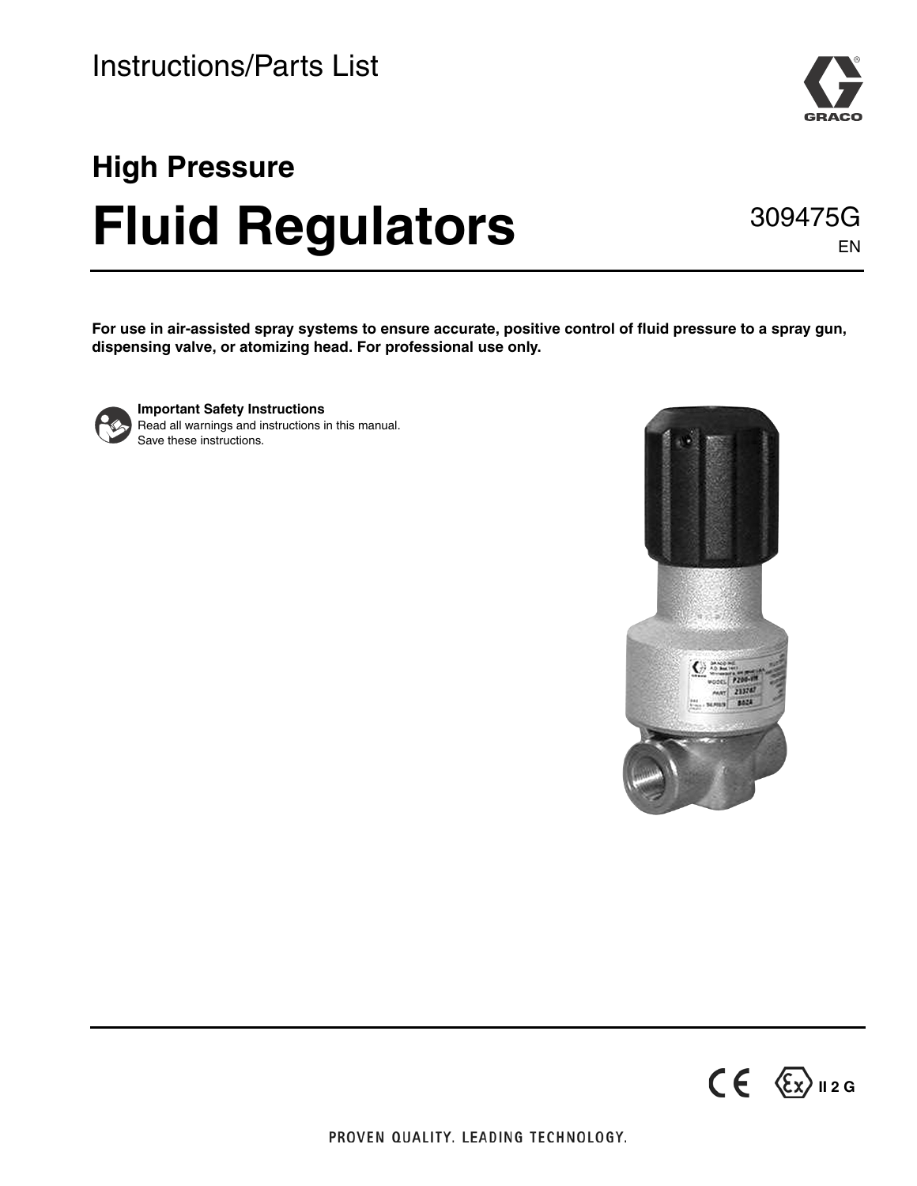Instructions/Parts List

## High Pressure

# Fluid Regulators

309475G

EN

**For use in air-assisted spray systems to ensure accurate, positive control of fluid pressure to a spray gun, dispensing valve, or atomizing head. For professional use only.**

**Important Safety Instructions**
Read all warnings and instructions in this manual.
Save these instructions.

II 2 G

PROVEN QUALITY. LEADING TECHNOLOGY.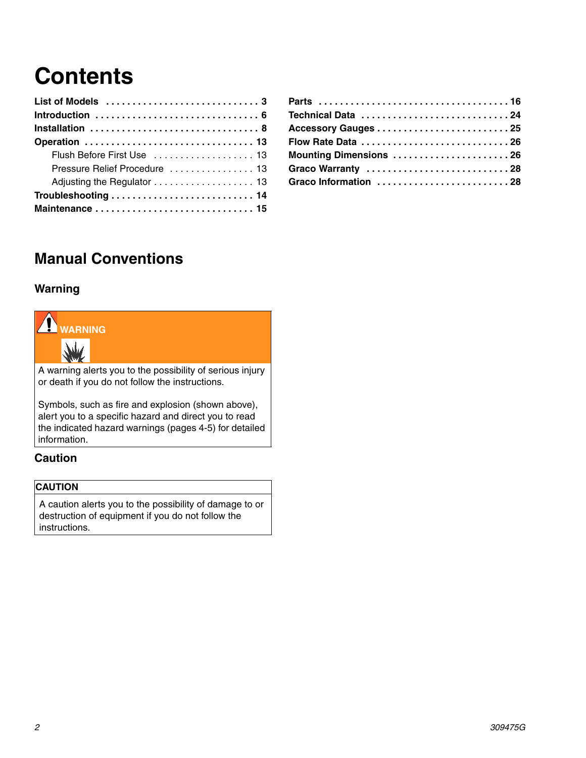# Contents

- **List of Models** . . . . . . . . . . . . . . . . . . . . . . . . . . . . . 3
- **Introduction** . . . . . . . . . . . . . . . . . . . . . . . . . . . . . . . 6
- **Installation** . . . . . . . . . . . . . . . . . . . . . . . . . . . . . . . 8
- **Operation** . . . . . . . . . . . . . . . . . . . . . . . . . . . . . . . 13
  - Flush Before First Use . . . . . . . . . . . . . . . . . . . 13
  - Pressure Relief Procedure . . . . . . . . . . . . . . . . 13
  - Adjusting the Regulator . . . . . . . . . . . . . . . . . . . 13
- **Troubleshooting** . . . . . . . . . . . . . . . . . . . . . . . . . . 14
- **Maintenance** . . . . . . . . . . . . . . . . . . . . . . . . . . . . . . 15
- **Parts** . . . . . . . . . . . . . . . . . . . . . . . . . . . . . . . . . . . 16
- **Technical Data** . . . . . . . . . . . . . . . . . . . . . . . . . . . 24
- **Accessory Gauges** . . . . . . . . . . . . . . . . . . . . . . . . . 25
- **Flow Rate Data** . . . . . . . . . . . . . . . . . . . . . . . . . . . 26
- **Mounting Dimensions** . . . . . . . . . . . . . . . . . . . . . . 26
- **Graco Warranty** . . . . . . . . . . . . . . . . . . . . . . . . . . 28
- **Graco Information** . . . . . . . . . . . . . . . . . . . . . . . . . 28

## Manual Conventions

### Warning

**WARNING**

A warning alerts you to the possibility of serious injury or death if you do not follow the instructions.

Symbols, such as fire and explosion (shown above), alert you to a specific hazard and direct you to read the indicated hazard warnings (pages 4-5) for detailed information.

### Caution

**CAUTION**

A caution alerts you to the possibility of damage to or destruction of equipment if you do not follow the instructions.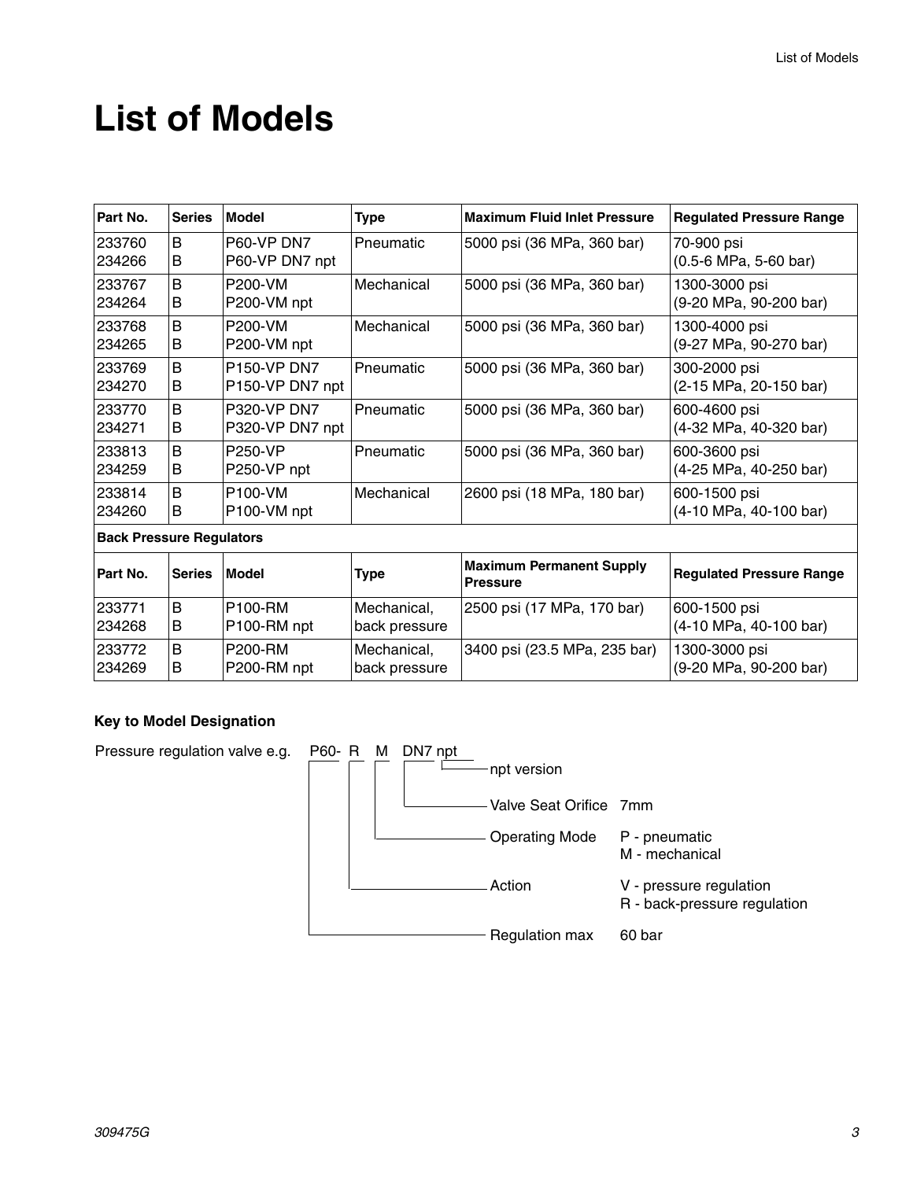# List of Models

| Part No. | Series | Model | Type | Maximum Fluid Inlet Pressure | Regulated Pressure Range |
|---|---|---|---|---|---|
| 233760<br>234266 | B<br>B | P60-VP DN7<br>P60-VP DN7 npt | Pneumatic | 5000 psi (36 MPa, 360 bar) | 70-900 psi<br>(0.5-6 MPa, 5-60 bar) |
| 233767<br>234264 | B<br>B | P200-VM<br>P200-VM npt | Mechanical | 5000 psi (36 MPa, 360 bar) | 1300-3000 psi<br>(9-20 MPa, 90-200 bar) |
| 233768<br>234265 | B<br>B | P200-VM<br>P200-VM npt | Mechanical | 5000 psi (36 MPa, 360 bar) | 1300-4000 psi<br>(9-27 MPa, 90-270 bar) |
| 233769<br>234270 | B<br>B | P150-VP DN7<br>P150-VP DN7 npt | Pneumatic | 5000 psi (36 MPa, 360 bar) | 300-2000 psi<br>(2-15 MPa, 20-150 bar) |
| 233770<br>234271 | B<br>B | P320-VP DN7<br>P320-VP DN7 npt | Pneumatic | 5000 psi (36 MPa, 360 bar) | 600-4600 psi<br>(4-32 MPa, 40-320 bar) |
| 233813<br>234259 | B<br>B | P250-VP<br>P250-VP npt | Pneumatic | 5000 psi (36 MPa, 360 bar) | 600-3600 psi<br>(4-25 MPa, 40-250 bar) |
| 233814<br>234260 | B<br>B | P100-VM<br>P100-VM npt | Mechanical | 2600 psi (18 MPa, 180 bar) | 600-1500 psi<br>(4-10 MPa, 40-100 bar) |
| **Back Pressure Regulators** | | | | | |
| **Part No.** | **Series** | **Model** | **Type** | **Maximum Permanent Supply Pressure** | **Regulated Pressure Range** |
| 233771<br>234268 | B<br>B | P100-RM<br>P100-RM npt | Mechanical, back pressure | 2500 psi (17 MPa, 170 bar) | 600-1500 psi<br>(4-10 MPa, 40-100 bar) |
| 233772<br>234269 | B<br>B | P200-RM<br>P200-RM npt | Mechanical, back pressure | 3400 psi (23.5 MPa, 235 bar) | 1300-3000 psi<br>(9-20 MPa, 90-200 bar) |

### Key to Model Designation

Pressure regulation valve e.g. P60- R M DN7 npt

- npt — npt version
- DN7 — Valve Seat Orifice: 7mm
- M — Operating Mode: P - pneumatic; M - mechanical
- R — Action: V - pressure regulation; R - back-pressure regulation
- P60 — Regulation max: 60 bar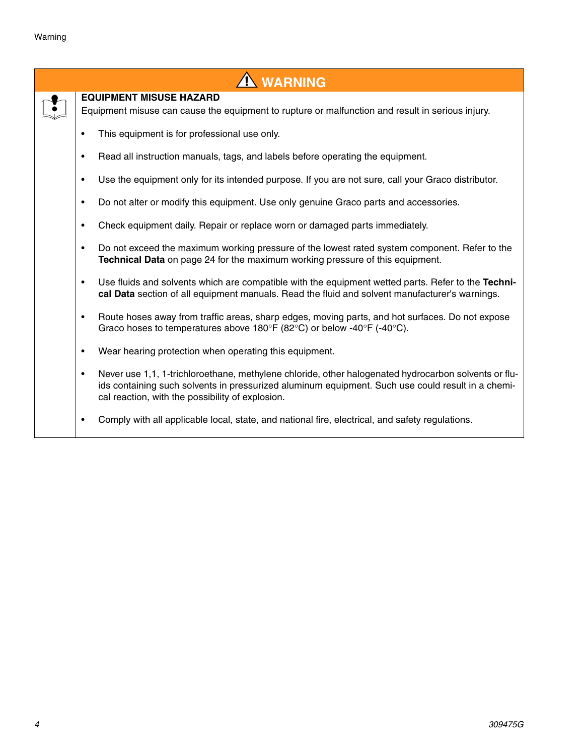## ⚠ WARNING

**EQUIPMENT MISUSE HAZARD**

Equipment misuse can cause the equipment to rupture or malfunction and result in serious injury.

- This equipment is for professional use only.
- Read all instruction manuals, tags, and labels before operating the equipment.
- Use the equipment only for its intended purpose. If you are not sure, call your Graco distributor.
- Do not alter or modify this equipment. Use only genuine Graco parts and accessories.
- Check equipment daily. Repair or replace worn or damaged parts immediately.
- Do not exceed the maximum working pressure of the lowest rated system component. Refer to the **Technical Data** on page 24 for the maximum working pressure of this equipment.
- Use fluids and solvents which are compatible with the equipment wetted parts. Refer to the **Technical Data** section of all equipment manuals. Read the fluid and solvent manufacturer's warnings.
- Route hoses away from traffic areas, sharp edges, moving parts, and hot surfaces. Do not expose Graco hoses to temperatures above 180°F (82°C) or below -40°F (-40°C).
- Wear hearing protection when operating this equipment.
- Never use 1,1, 1-trichloroethane, methylene chloride, other halogenated hydrocarbon solvents or fluids containing such solvents in pressurized aluminum equipment. Such use could result in a chemical reaction, with the possibility of explosion.
- Comply with all applicable local, state, and national fire, electrical, and safety regulations.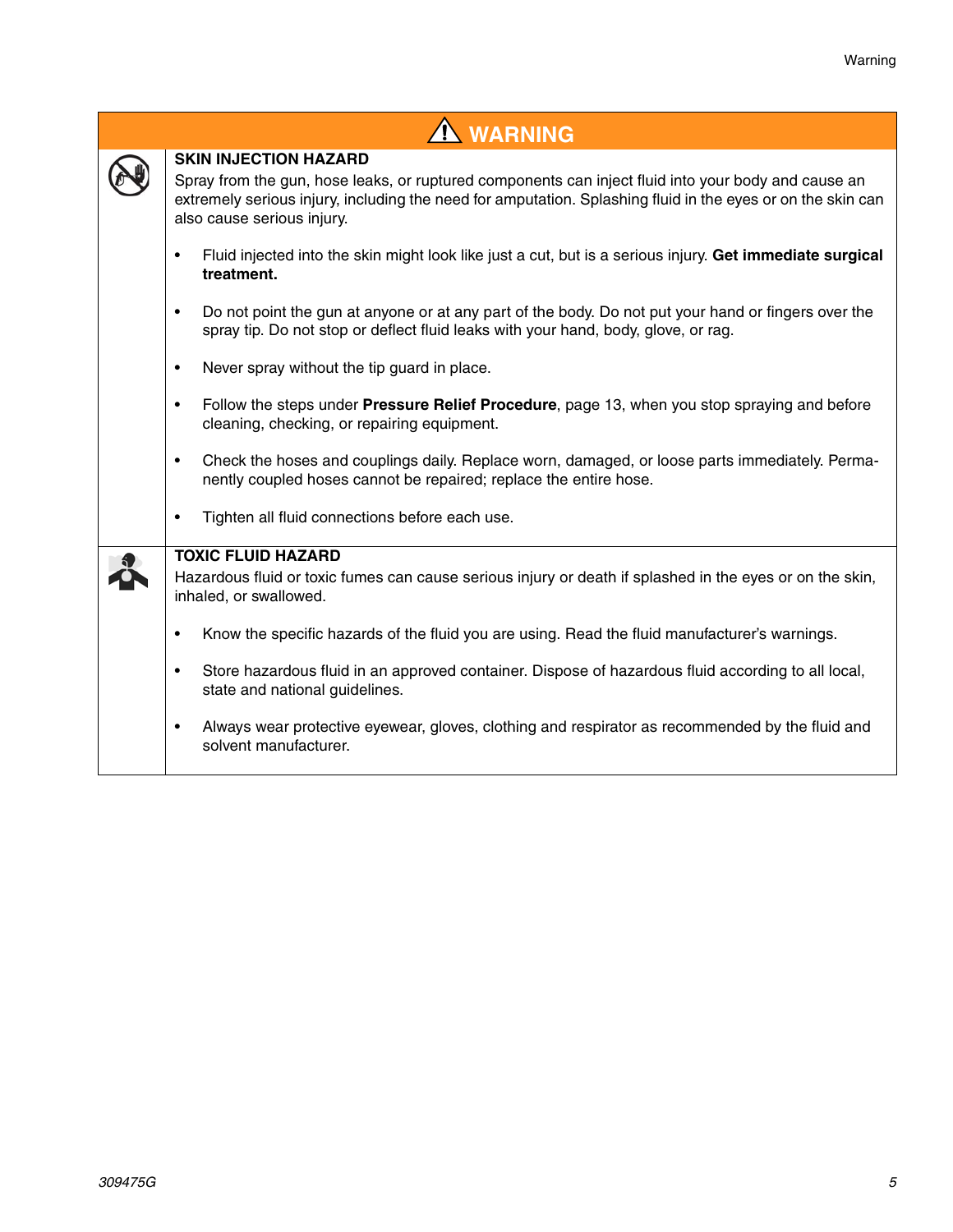## ⚠ WARNING

### SKIN INJECTION HAZARD

Spray from the gun, hose leaks, or ruptured components can inject fluid into your body and cause an extremely serious injury, including the need for amputation. Splashing fluid in the eyes or on the skin can also cause serious injury.

- Fluid injected into the skin might look like just a cut, but is a serious injury. **Get immediate surgical treatment.**
- Do not point the gun at anyone or at any part of the body. Do not put your hand or fingers over the spray tip. Do not stop or deflect fluid leaks with your hand, body, glove, or rag.
- Never spray without the tip guard in place.
- Follow the steps under **Pressure Relief Procedure**, page 13, when you stop spraying and before cleaning, checking, or repairing equipment.
- Check the hoses and couplings daily. Replace worn, damaged, or loose parts immediately. Permanently coupled hoses cannot be repaired; replace the entire hose.
- Tighten all fluid connections before each use.

### TOXIC FLUID HAZARD

Hazardous fluid or toxic fumes can cause serious injury or death if splashed in the eyes or on the skin, inhaled, or swallowed.

- Know the specific hazards of the fluid you are using. Read the fluid manufacturer's warnings.
- Store hazardous fluid in an approved container. Dispose of hazardous fluid according to all local, state and national guidelines.
- Always wear protective eyewear, gloves, clothing and respirator as recommended by the fluid and solvent manufacturer.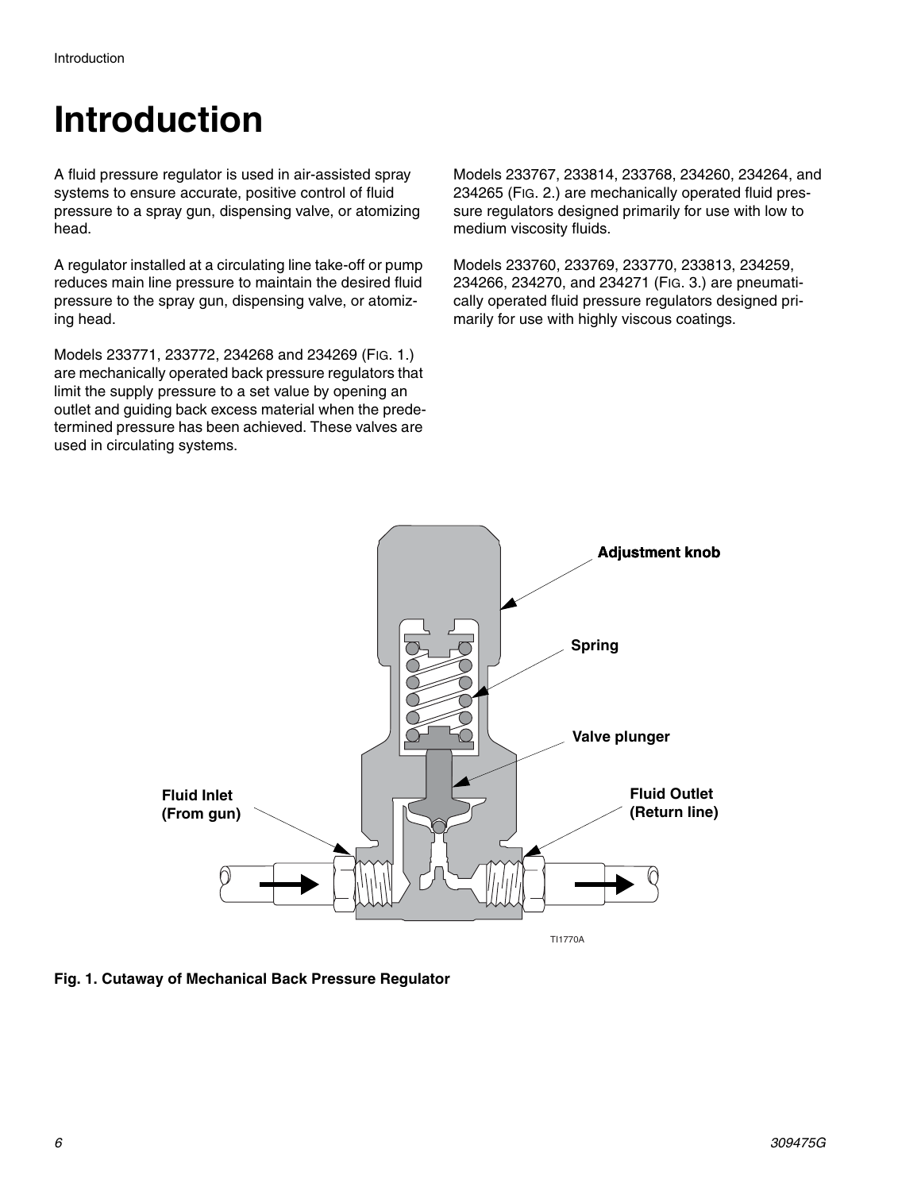# Introduction

A fluid pressure regulator is used in air-assisted spray systems to ensure accurate, positive control of fluid pressure to a spray gun, dispensing valve, or atomizing head.

A regulator installed at a circulating line take-off or pump reduces main line pressure to maintain the desired fluid pressure to the spray gun, dispensing valve, or atomizing head.

Models 233771, 233772, 234268 and 234269 (FIG. 1.) are mechanically operated back pressure regulators that limit the supply pressure to a set value by opening an outlet and guiding back excess material when the predetermined pressure has been achieved. These valves are used in circulating systems.

Models 233767, 233814, 233768, 234260, 234264, and 234265 (FIG. 2.) are mechanically operated fluid pressure regulators designed primarily for use with low to medium viscosity fluids.

Models 233760, 233769, 233770, 233813, 234259, 234266, 234270, and 234271 (FIG. 3.) are pneumatically operated fluid pressure regulators designed primarily for use with highly viscous coatings.

Adjustment knob

Spring

Valve plunger

Fluid Inlet (From gun)

Fluid Outlet (Return line)

TI1770A

**Fig. 1. Cutaway of Mechanical Back Pressure Regulator**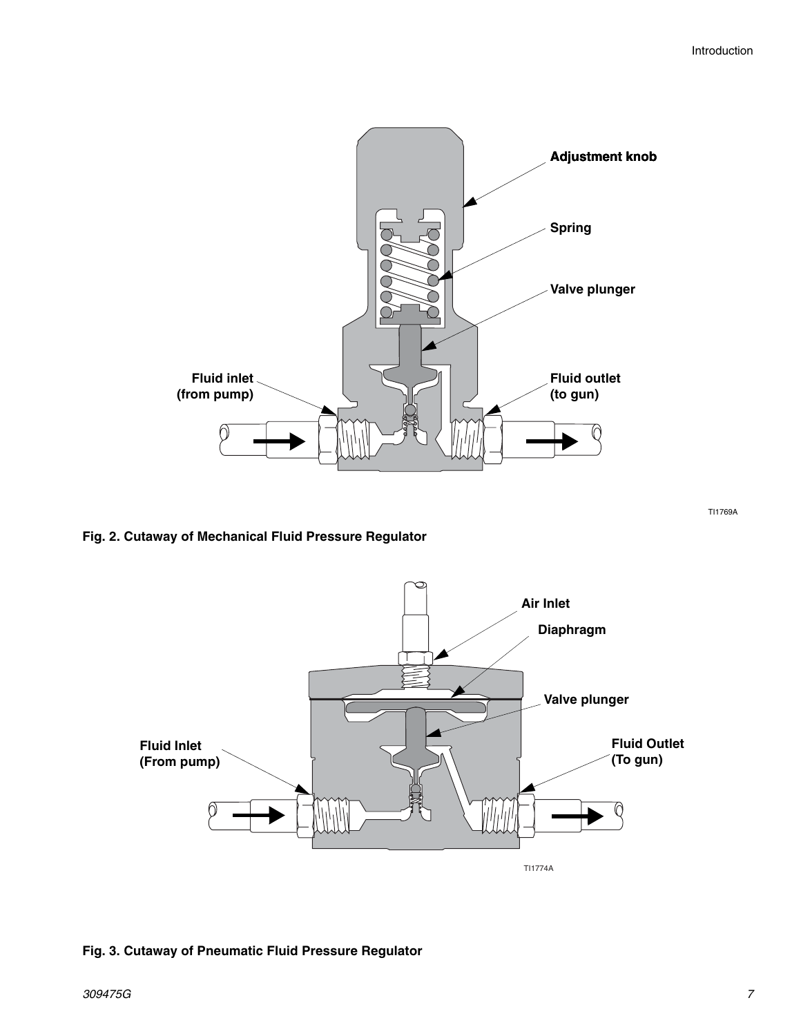Fig. 2. Cutaway of Mechanical Fluid Pressure Regulator

Fig. 3. Cutaway of Pneumatic Fluid Pressure Regulator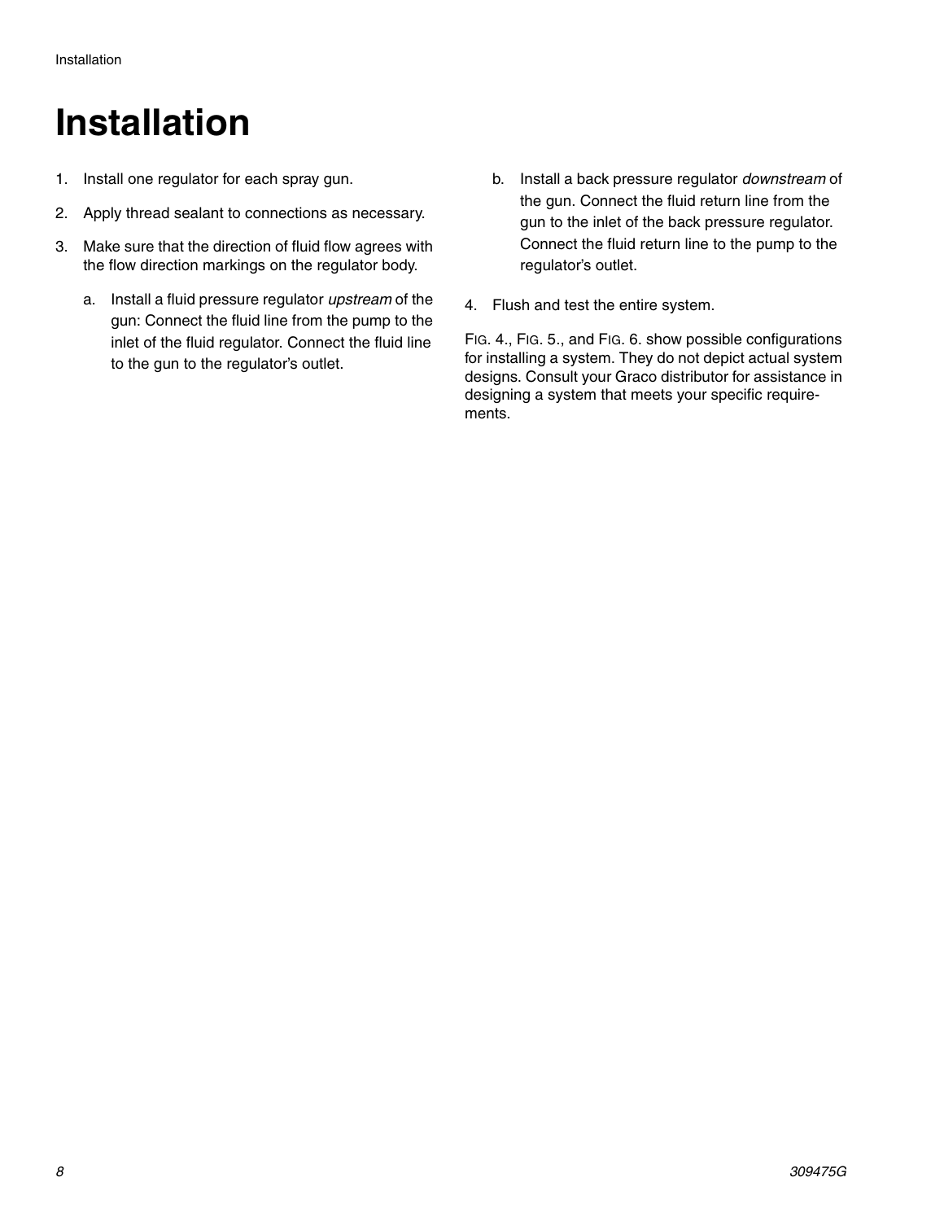# Installation

1. Install one regulator for each spray gun.
2. Apply thread sealant to connections as necessary.
3. Make sure that the direction of fluid flow agrees with the flow direction markings on the regulator body.
   a. Install a fluid pressure regulator *upstream* of the gun: Connect the fluid line from the pump to the inlet of the fluid regulator. Connect the fluid line to the gun to the regulator's outlet.
   b. Install a back pressure regulator *downstream* of the gun. Connect the fluid return line from the gun to the inlet of the back pressure regulator. Connect the fluid return line to the pump to the regulator's outlet.
4. Flush and test the entire system.

FIG. 4., FIG. 5., and FIG. 6. show possible configurations for installing a system. They do not depict actual system designs. Consult your Graco distributor for assistance in designing a system that meets your specific requirements.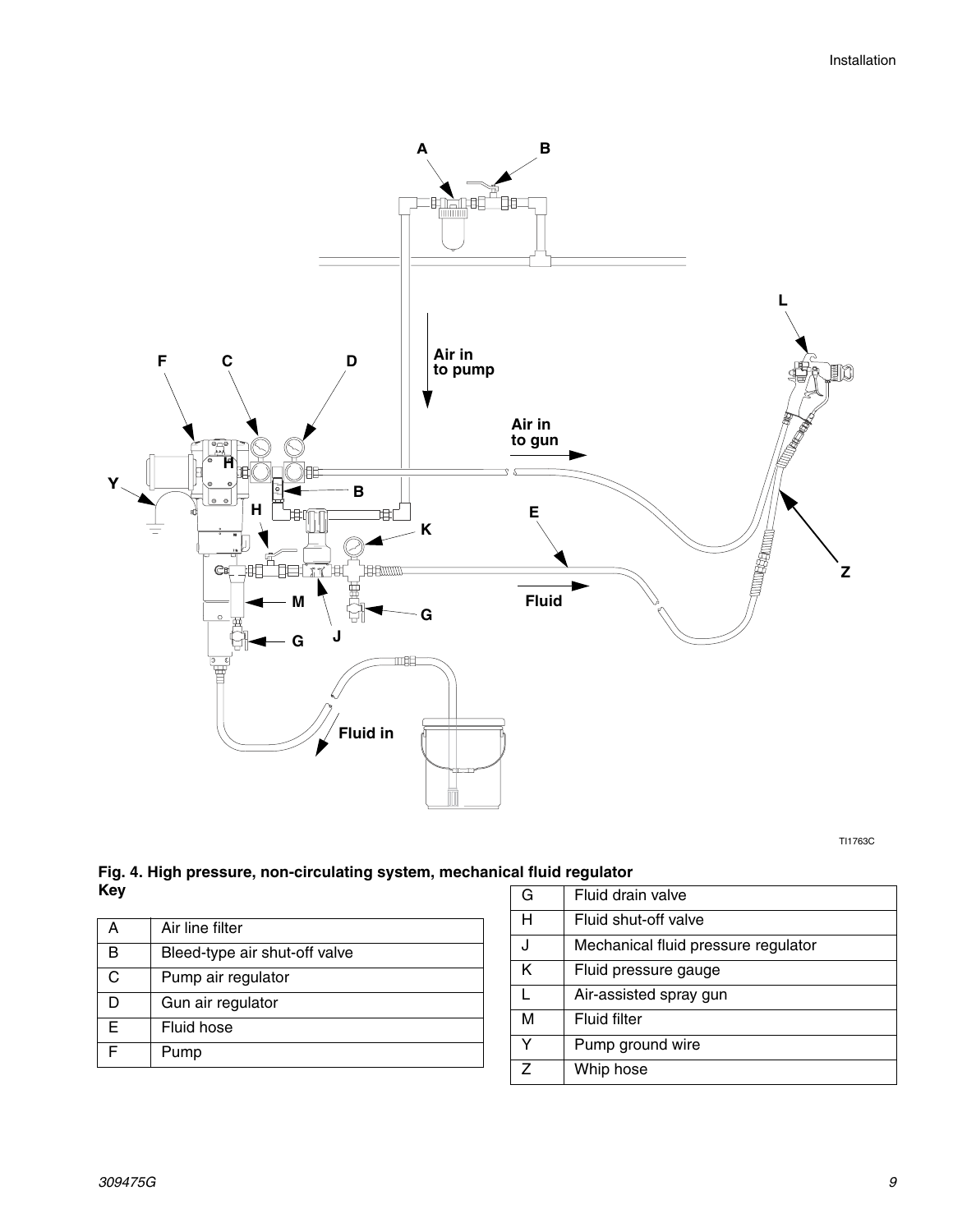**Fig. 4. High pressure, non-circulating system, mechanical fluid regulator**

**Key**

| | |
|---|---|
| A | Air line filter |
| B | Bleed-type air shut-off valve |
| C | Pump air regulator |
| D | Gun air regulator |
| E | Fluid hose |
| F | Pump |
| G | Fluid drain valve |
| H | Fluid shut-off valve |
| J | Mechanical fluid pressure regulator |
| K | Fluid pressure gauge |
| L | Air-assisted spray gun |
| M | Fluid filter |
| Y | Pump ground wire |
| Z | Whip hose |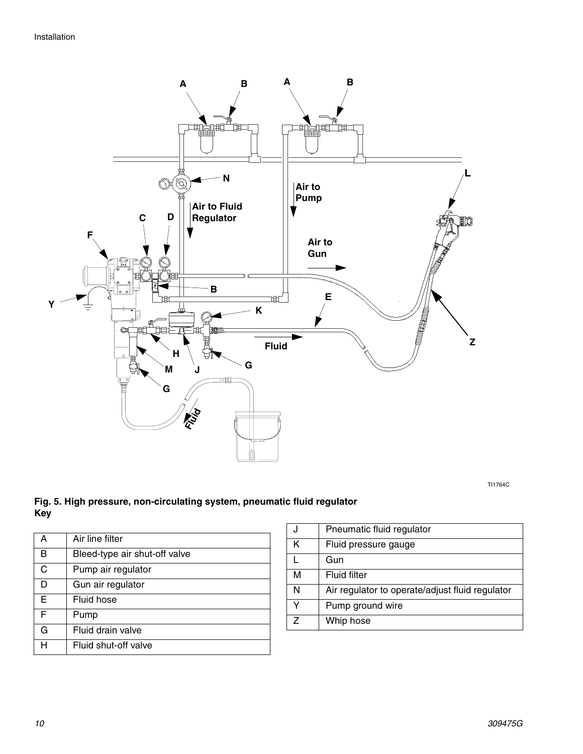**Fig. 5. High pressure, non-circulating system, pneumatic fluid regulator**

**Key**

| | |
|---|---|
| A | Air line filter |
| B | Bleed-type air shut-off valve |
| C | Pump air regulator |
| D | Gun air regulator |
| E | Fluid hose |
| F | Pump |
| G | Fluid drain valve |
| H | Fluid shut-off valve |
| J | Pneumatic fluid regulator |
| K | Fluid pressure gauge |
| L | Gun |
| M | Fluid filter |
| N | Air regulator to operate/adjust fluid regulator |
| Y | Pump ground wire |
| Z | Whip hose |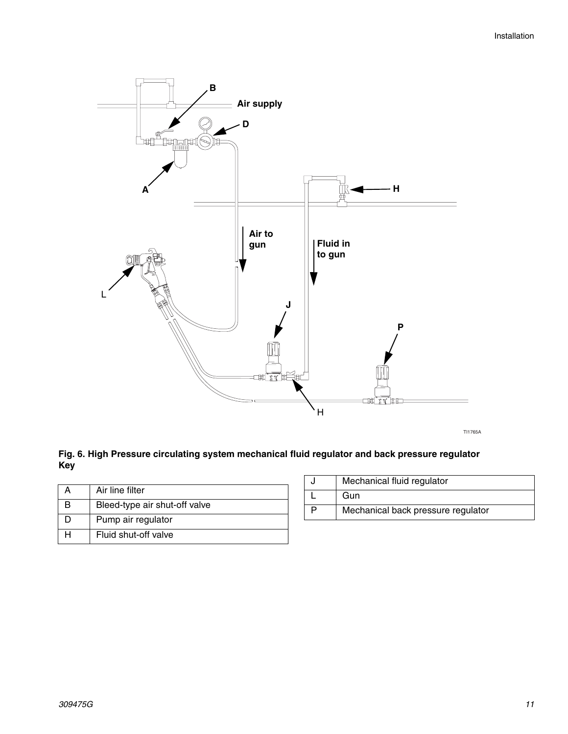**Fig. 6. High Pressure circulating system mechanical fluid regulator and back pressure regulator**

**Key**

| | |
|---|---|
| A | Air line filter |
| B | Bleed-type air shut-off valve |
| D | Pump air regulator |
| H | Fluid shut-off valve |
| J | Mechanical fluid regulator |
| L | Gun |
| P | Mechanical back pressure regulator |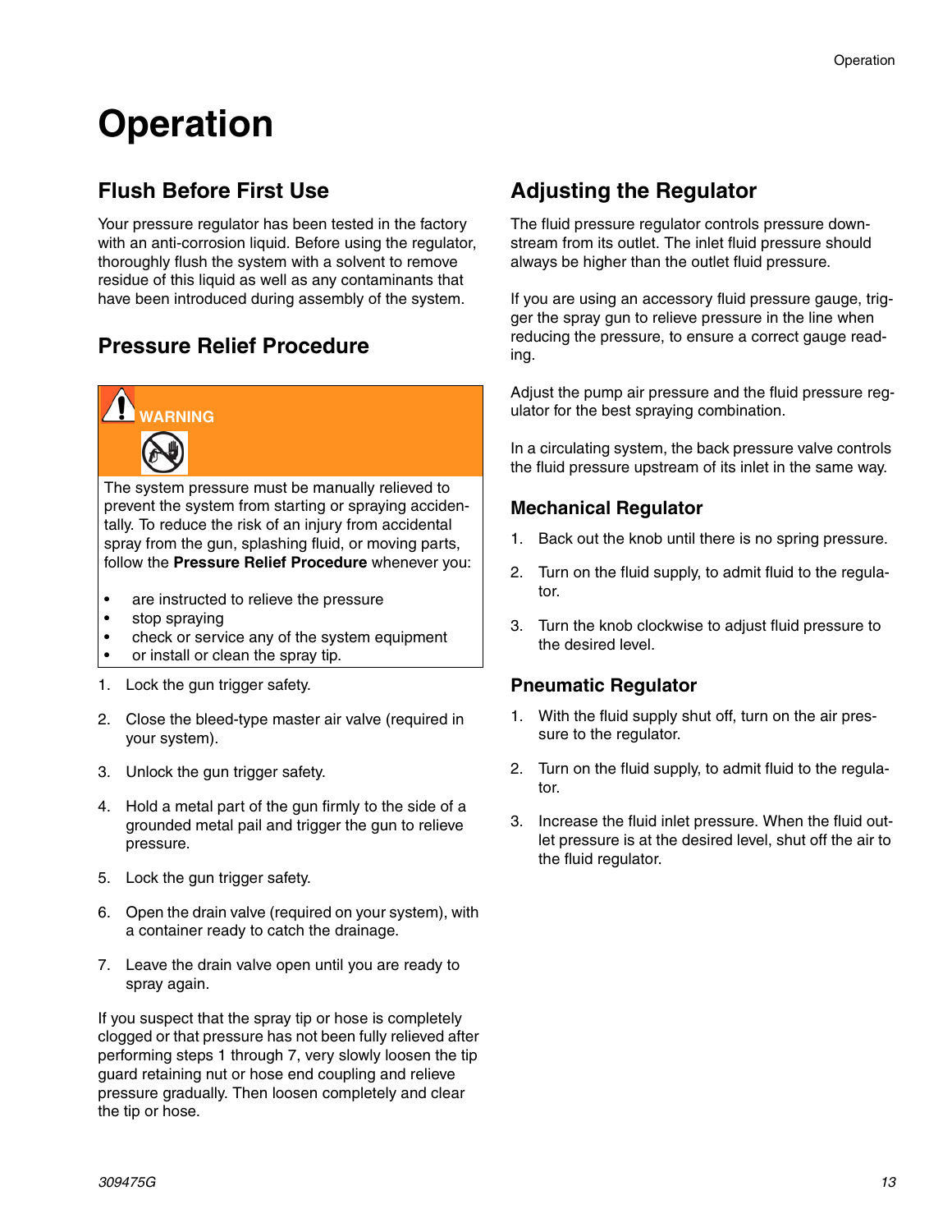# Operation

## Flush Before First Use

Your pressure regulator has been tested in the factory with an anti-corrosion liquid. Before using the regulator, thoroughly flush the system with a solvent to remove residue of this liquid as well as any contaminants that have been introduced during assembly of the system.

## Pressure Relief Procedure

**WARNING**

The system pressure must be manually relieved to prevent the system from starting or spraying accidentally. To reduce the risk of an injury from accidental spray from the gun, splashing fluid, or moving parts, follow the **Pressure Relief Procedure** whenever you:

- are instructed to relieve the pressure
- stop spraying
- check or service any of the system equipment
- or install or clean the spray tip.

1. Lock the gun trigger safety.
2. Close the bleed-type master air valve (required in your system).
3. Unlock the gun trigger safety.
4. Hold a metal part of the gun firmly to the side of a grounded metal pail and trigger the gun to relieve pressure.
5. Lock the gun trigger safety.
6. Open the drain valve (required on your system), with a container ready to catch the drainage.
7. Leave the drain valve open until you are ready to spray again.

If you suspect that the spray tip or hose is completely clogged or that pressure has not been fully relieved after performing steps 1 through 7, very slowly loosen the tip guard retaining nut or hose end coupling and relieve pressure gradually. Then loosen completely and clear the tip or hose.

## Adjusting the Regulator

The fluid pressure regulator controls pressure downstream from its outlet. The inlet fluid pressure should always be higher than the outlet fluid pressure.

If you are using an accessory fluid pressure gauge, trigger the spray gun to relieve pressure in the line when reducing the pressure, to ensure a correct gauge reading.

Adjust the pump air pressure and the fluid pressure regulator for the best spraying combination.

In a circulating system, the back pressure valve controls the fluid pressure upstream of its inlet in the same way.

### Mechanical Regulator

1. Back out the knob until there is no spring pressure.
2. Turn on the fluid supply, to admit fluid to the regulator.
3. Turn the knob clockwise to adjust fluid pressure to the desired level.

### Pneumatic Regulator

1. With the fluid supply shut off, turn on the air pressure to the regulator.
2. Turn on the fluid supply, to admit fluid to the regulator.
3. Increase the fluid inlet pressure. When the fluid outlet pressure is at the desired level, shut off the air to the fluid regulator.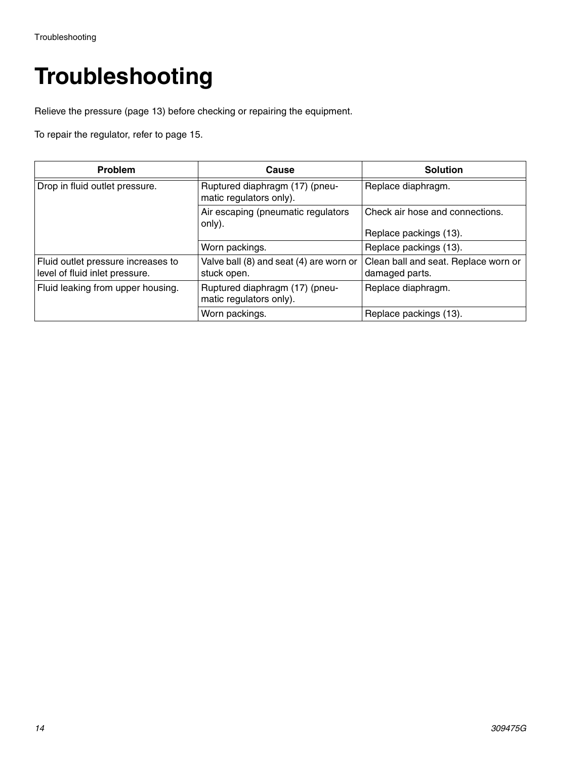# Troubleshooting

Relieve the pressure (page 13) before checking or repairing the equipment.

To repair the regulator, refer to page 15.

| Problem | Cause | Solution |
|---|---|---|
| Drop in fluid outlet pressure. | Ruptured diaphragm (17) (pneumatic regulators only). | Replace diaphragm. |
| | Air escaping (pneumatic regulators only). | Check air hose and connections.<br><br>Replace packings (13). |
| | Worn packings. | Replace packings (13). |
| Fluid outlet pressure increases to level of fluid inlet pressure. | Valve ball (8) and seat (4) are worn or stuck open. | Clean ball and seat. Replace worn or damaged parts. |
| Fluid leaking from upper housing. | Ruptured diaphragm (17) (pneumatic regulators only). | Replace diaphragm. |
| | Worn packings. | Replace packings (13). |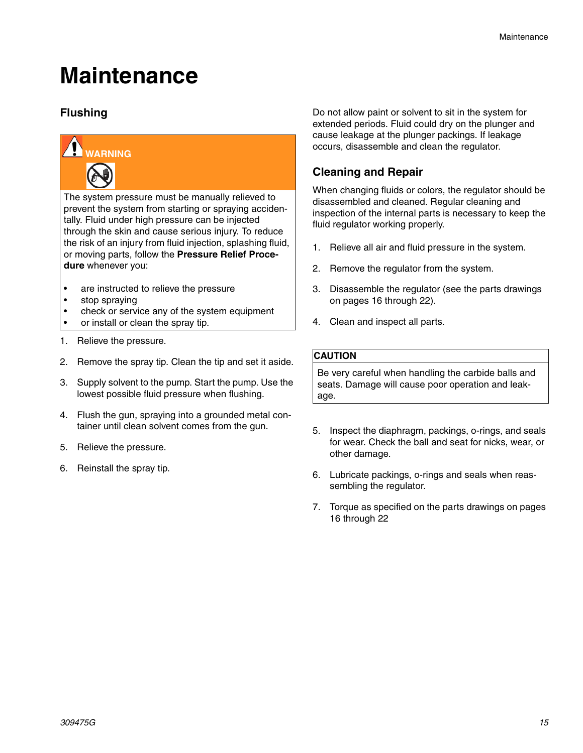# Maintenance

## Flushing

**WARNING**

The system pressure must be manually relieved to prevent the system from starting or spraying accidentally. Fluid under high pressure can be injected through the skin and cause serious injury. To reduce the risk of an injury from fluid injection, splashing fluid, or moving parts, follow the **Pressure Relief Procedure** whenever you:

- are instructed to relieve the pressure
- stop spraying
- check or service any of the system equipment
- or install or clean the spray tip.

1. Relieve the pressure.
2. Remove the spray tip. Clean the tip and set it aside.
3. Supply solvent to the pump. Start the pump. Use the lowest possible fluid pressure when flushing.
4. Flush the gun, spraying into a grounded metal container until clean solvent comes from the gun.
5. Relieve the pressure.
6. Reinstall the spray tip.

Do not allow paint or solvent to sit in the system for extended periods. Fluid could dry on the plunger and cause leakage at the plunger packings. If leakage occurs, disassemble and clean the regulator.

## Cleaning and Repair

When changing fluids or colors, the regulator should be disassembled and cleaned. Regular cleaning and inspection of the internal parts is necessary to keep the fluid regulator working properly.

1. Relieve all air and fluid pressure in the system.
2. Remove the regulator from the system.
3. Disassemble the regulator (see the parts drawings on pages 16 through 22).
4. Clean and inspect all parts.

**CAUTION**

Be very careful when handling the carbide balls and seats. Damage will cause poor operation and leakage.

5. Inspect the diaphragm, packings, o-rings, and seals for wear. Check the ball and seat for nicks, wear, or other damage.
6. Lubricate packings, o-rings and seals when reassembling the regulator.
7. Torque as specified on the parts drawings on pages 16 through 22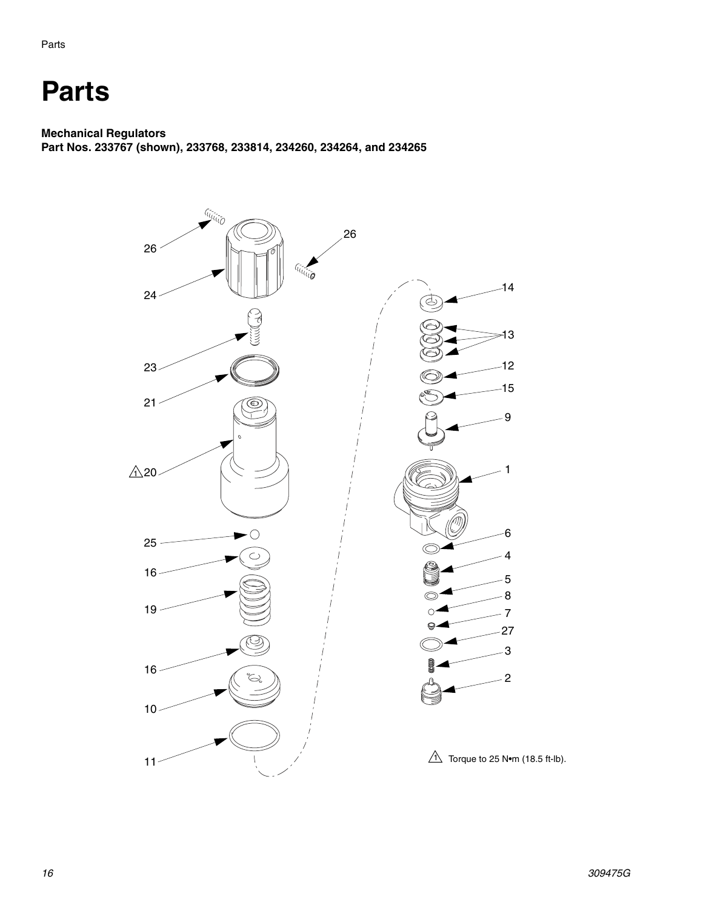# Parts

**Mechanical Regulators**
**Part Nos. 233767 (shown), 233768, 233814, 234260, 234264, and 234265**

⚠1 Torque to 25 N•m (18.5 ft-lb).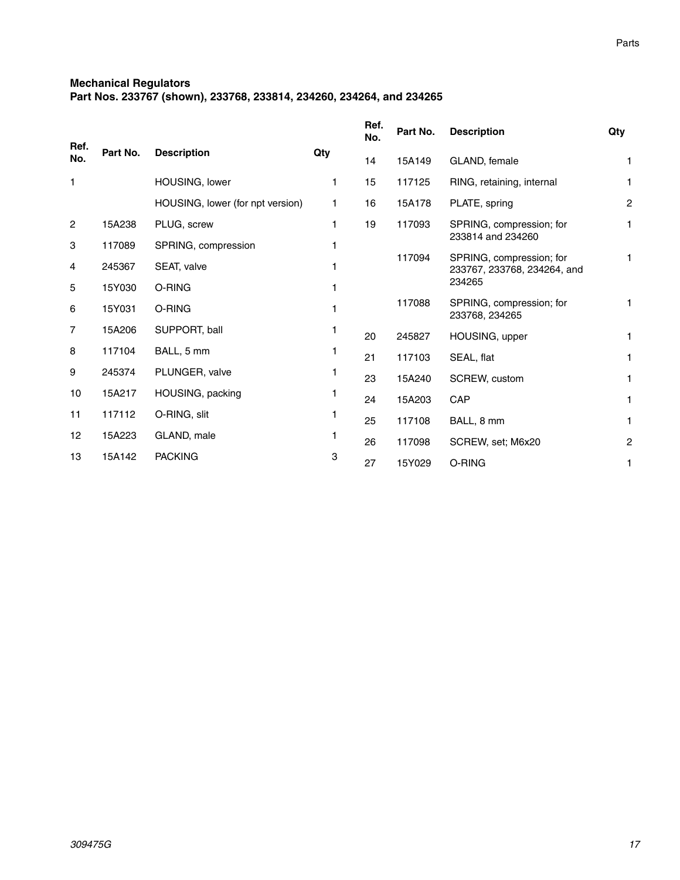### Mechanical Regulators
### Part Nos. 233767 (shown), 233768, 233814, 234260, 234264, and 234265

| Ref. No. | Part No. | Description | Qty |
|---|---|---|---|
| 1 | | HOUSING, lower | 1 |
| | | HOUSING, lower (for npt version) | 1 |
| 2 | 15A238 | PLUG, screw | 1 |
| 3 | 117089 | SPRING, compression | 1 |
| 4 | 245367 | SEAT, valve | 1 |
| 5 | 15Y030 | O-RING | 1 |
| 6 | 15Y031 | O-RING | 1 |
| 7 | 15A206 | SUPPORT, ball | 1 |
| 8 | 117104 | BALL, 5 mm | 1 |
| 9 | 245374 | PLUNGER, valve | 1 |
| 10 | 15A217 | HOUSING, packing | 1 |
| 11 | 117112 | O-RING, slit | 1 |
| 12 | 15A223 | GLAND, male | 1 |
| 13 | 15A142 | PACKING | 3 |
| 14 | 15A149 | GLAND, female | 1 |
| 15 | 117125 | RING, retaining, internal | 1 |
| 16 | 15A178 | PLATE, spring | 2 |
| 19 | 117093 | SPRING, compression; for 233814 and 234260 | 1 |
| | 117094 | SPRING, compression; for 233767, 233768, 234264, and 234265 | 1 |
| | 117088 | SPRING, compression; for 233768, 234265 | 1 |
| 20 | 245827 | HOUSING, upper | 1 |
| 21 | 117103 | SEAL, flat | 1 |
| 23 | 15A240 | SCREW, custom | 1 |
| 24 | 15A203 | CAP | 1 |
| 25 | 117108 | BALL, 8 mm | 1 |
| 26 | 117098 | SCREW, set; M6x20 | 2 |
| 27 | 15Y029 | O-RING | 1 |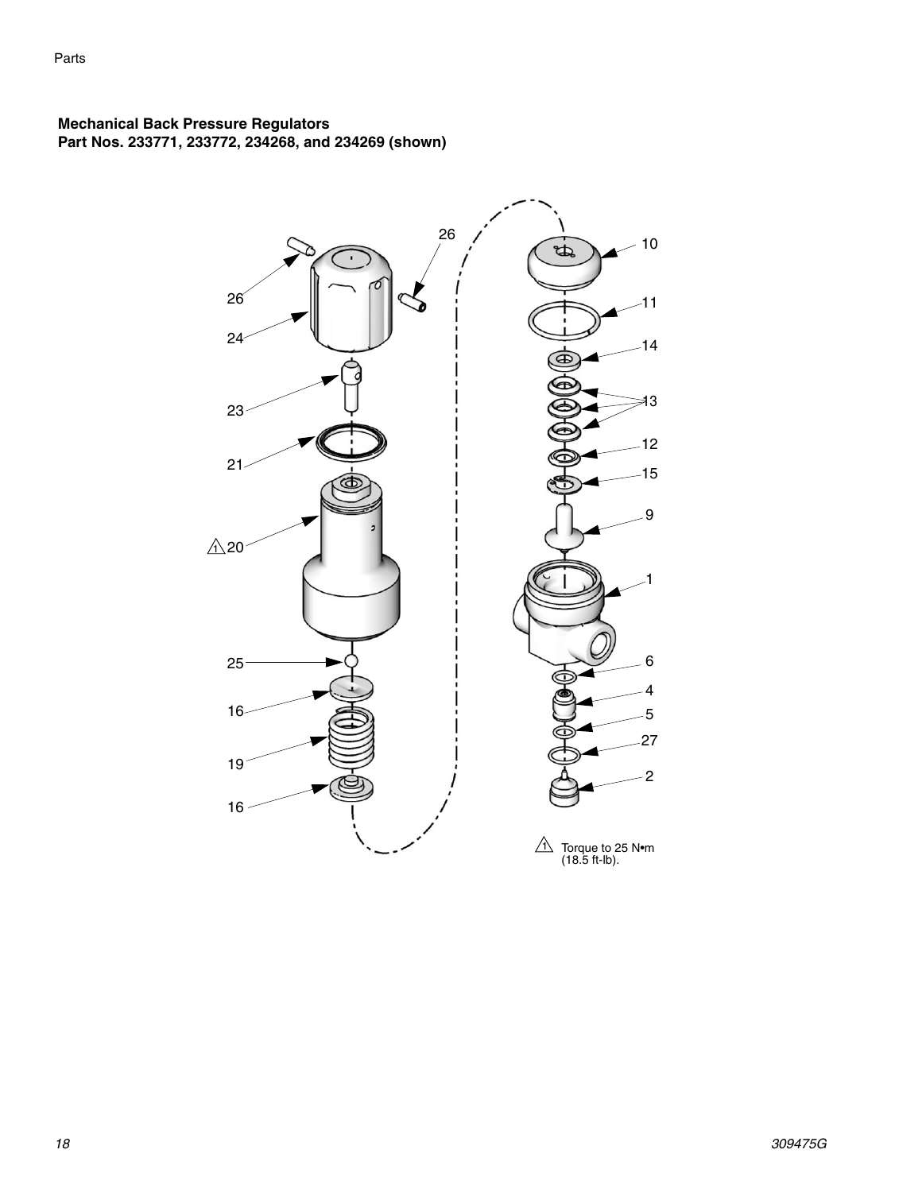### Mechanical Back Pressure Regulators
### Part Nos. 233771, 233772, 234268, and 234269 (shown)

1 Torque to 25 N•m (18.5 ft-lb).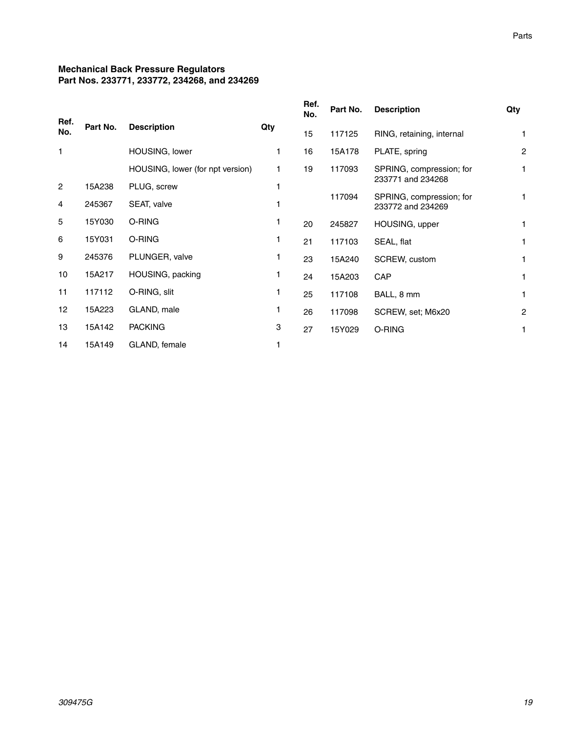### Mechanical Back Pressure Regulators
### Part Nos. 233771, 233772, 234268, and 234269

| Ref. No. | Part No. | Description | Qty |
|---|---|---|---|
| 1 | | HOUSING, lower | 1 |
| | | HOUSING, lower (for npt version) | 1 |
| 2 | 15A238 | PLUG, screw | 1 |
| 4 | 245367 | SEAT, valve | 1 |
| 5 | 15Y030 | O-RING | 1 |
| 6 | 15Y031 | O-RING | 1 |
| 9 | 245376 | PLUNGER, valve | 1 |
| 10 | 15A217 | HOUSING, packing | 1 |
| 11 | 117112 | O-RING, slit | 1 |
| 12 | 15A223 | GLAND, male | 1 |
| 13 | 15A142 | PACKING | 3 |
| 14 | 15A149 | GLAND, female | 1 |
| 15 | 117125 | RING, retaining, internal | 1 |
| 16 | 15A178 | PLATE, spring | 2 |
| 19 | 117093 | SPRING, compression; for 233771 and 234268 | 1 |
| | 117094 | SPRING, compression; for 233772 and 234269 | 1 |
| 20 | 245827 | HOUSING, upper | 1 |
| 21 | 117103 | SEAL, flat | 1 |
| 23 | 15A240 | SCREW, custom | 1 |
| 24 | 15A203 | CAP | 1 |
| 25 | 117108 | BALL, 8 mm | 1 |
| 26 | 117098 | SCREW, set; M6x20 | 2 |
| 27 | 15Y029 | O-RING | 1 |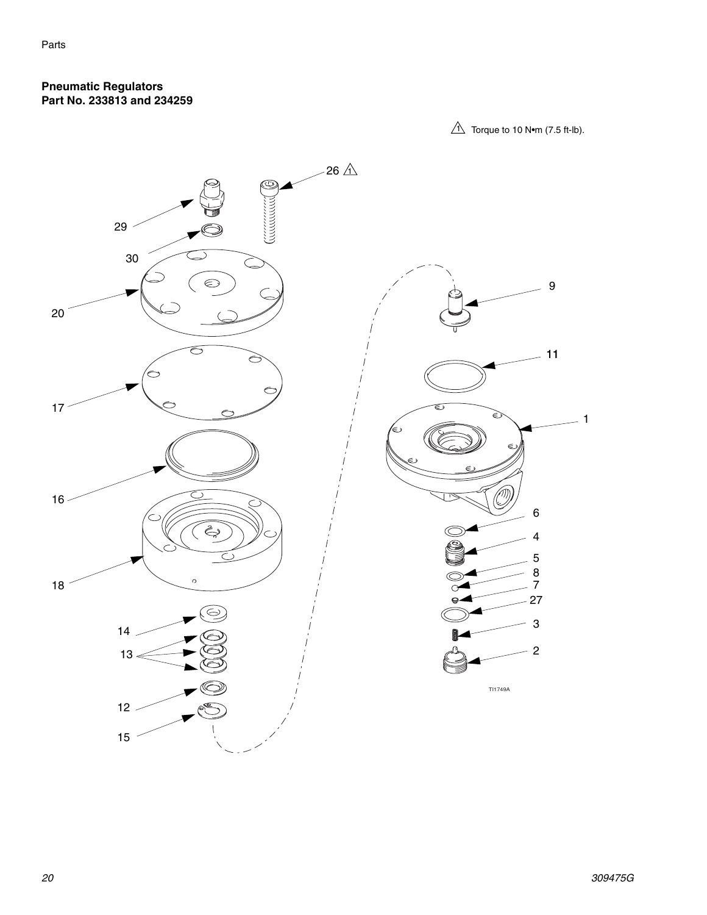### Pneumatic Regulators
### Part No. 233813 and 234259

⚠1 Torque to 10 N•m (7.5 ft-lb).

26 ⚠1

29

30

20

17

16

18

14

13

12

15

9

11

1

6

4

5

8

7

27

3

2

TI1749A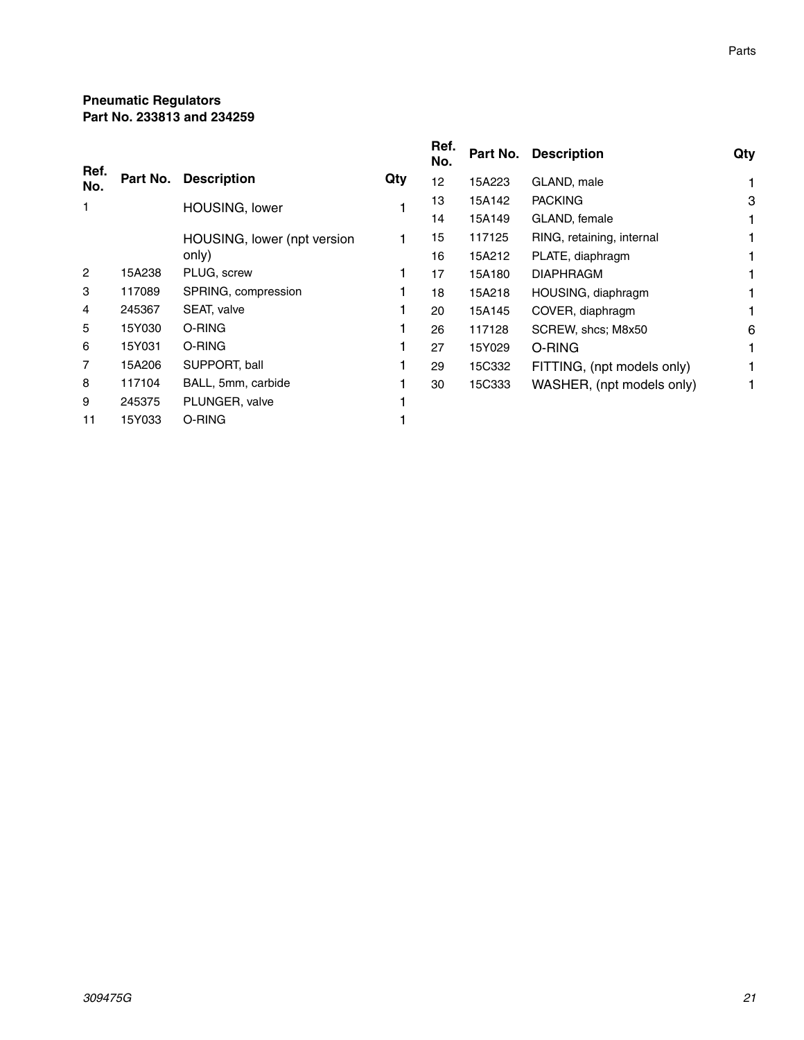**Pneumatic Regulators**
**Part No. 233813 and 234259**

| Ref. No. | Part No. | Description | Qty |
|---|---|---|---|
| 1 | | HOUSING, lower | 1 |
| | | HOUSING, lower (npt version only) | 1 |
| 2 | 15A238 | PLUG, screw | 1 |
| 3 | 117089 | SPRING, compression | 1 |
| 4 | 245367 | SEAT, valve | 1 |
| 5 | 15Y030 | O-RING | 1 |
| 6 | 15Y031 | O-RING | 1 |
| 7 | 15A206 | SUPPORT, ball | 1 |
| 8 | 117104 | BALL, 5mm, carbide | 1 |
| 9 | 245375 | PLUNGER, valve | 1 |
| 11 | 15Y033 | O-RING | 1 |
| 12 | 15A223 | GLAND, male | 1 |
| 13 | 15A142 | PACKING | 3 |
| 14 | 15A149 | GLAND, female | 1 |
| 15 | 117125 | RING, retaining, internal | 1 |
| 16 | 15A212 | PLATE, diaphragm | 1 |
| 17 | 15A180 | DIAPHRAGM | 1 |
| 18 | 15A218 | HOUSING, diaphragm | 1 |
| 20 | 15A145 | COVER, diaphragm | 1 |
| 26 | 117128 | SCREW, shcs; M8x50 | 6 |
| 27 | 15Y029 | O-RING | 1 |
| 29 | 15C332 | FITTING, (npt models only) | 1 |
| 30 | 15C333 | WASHER, (npt models only) | 1 |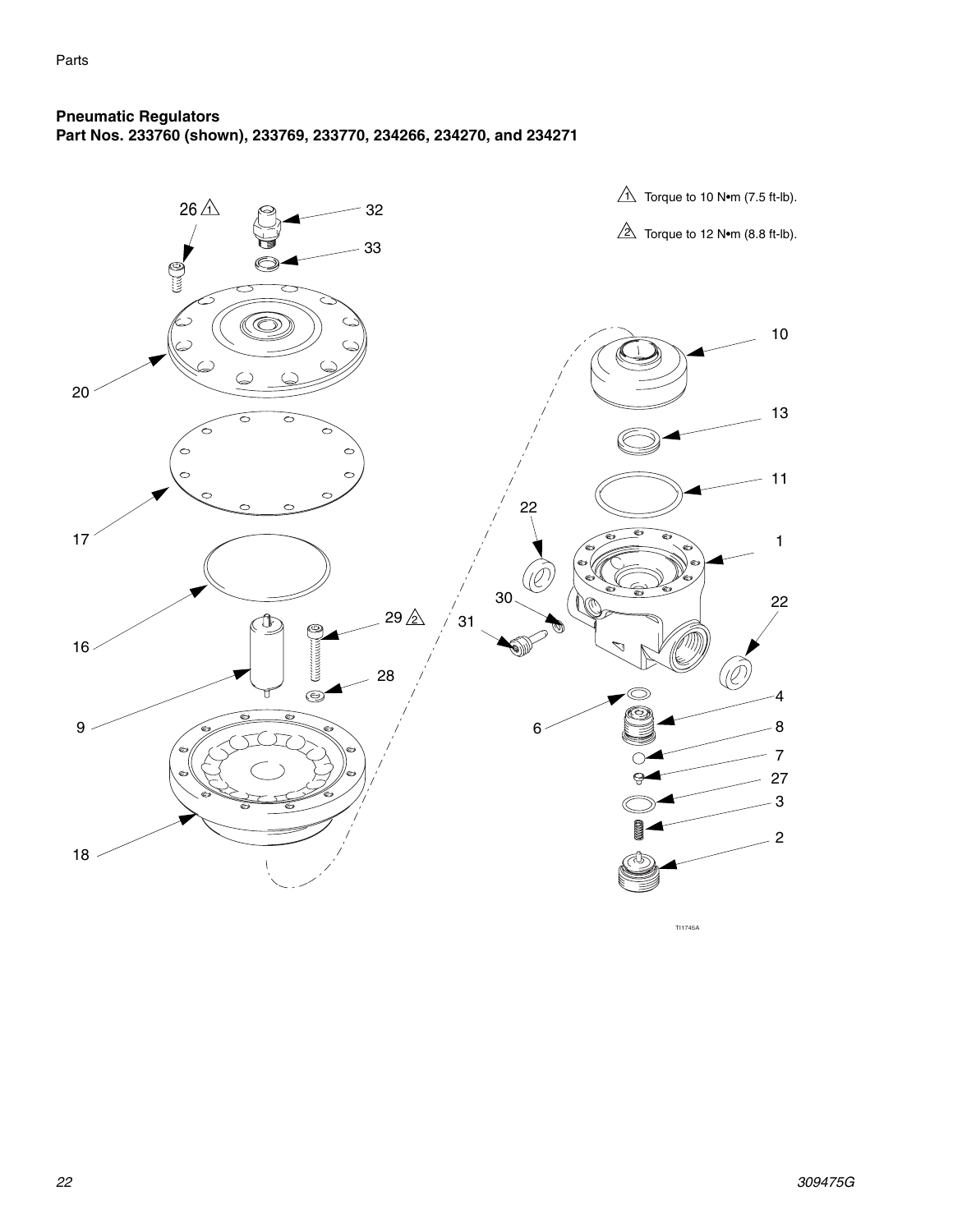**Pneumatic Regulators**
**Part Nos. 233760 (shown), 233769, 233770, 234266, 234270, and 234271**

1 Torque to 10 N•m (7.5 ft-lb).

2 Torque to 12 N•m (8.8 ft-lb).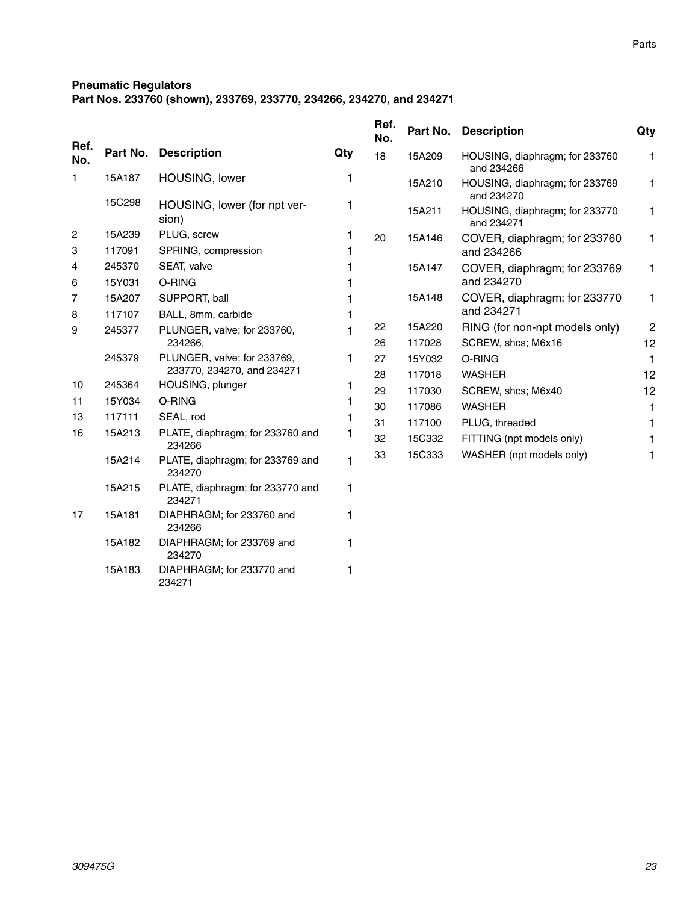**Pneumatic Regulators**
**Part Nos. 233760 (shown), 233769, 233770, 234266, 234270, and 234271**

| Ref. No. | Part No. | Description | Qty |
|---|---|---|---|
| 1 | 15A187 | HOUSING, lower | 1 |
| | 15C298 | HOUSING, lower (for npt version) | 1 |
| 2 | 15A239 | PLUG, screw | 1 |
| 3 | 117091 | SPRING, compression | 1 |
| 4 | 245370 | SEAT, valve | 1 |
| 6 | 15Y031 | O-RING | 1 |
| 7 | 15A207 | SUPPORT, ball | 1 |
| 8 | 117107 | BALL, 8mm, carbide | 1 |
| 9 | 245377 | PLUNGER, valve; for 233760, 234266, | 1 |
| | 245379 | PLUNGER, valve; for 233769, 233770, 234270, and 234271 | 1 |
| 10 | 245364 | HOUSING, plunger | 1 |
| 11 | 15Y034 | O-RING | 1 |
| 13 | 117111 | SEAL, rod | 1 |
| 16 | 15A213 | PLATE, diaphragm; for 233760 and 234266 | 1 |
| | 15A214 | PLATE, diaphragm; for 233769 and 234270 | 1 |
| | 15A215 | PLATE, diaphragm; for 233770 and 234271 | 1 |
| 17 | 15A181 | DIAPHRAGM; for 233760 and 234266 | 1 |
| | 15A182 | DIAPHRAGM; for 233769 and 234270 | 1 |
| | 15A183 | DIAPHRAGM; for 233770 and 234271 | 1 |
| 18 | 15A209 | HOUSING, diaphragm; for 233760 and 234266 | 1 |
| | 15A210 | HOUSING, diaphragm; for 233769 and 234270 | 1 |
| | 15A211 | HOUSING, diaphragm; for 233770 and 234271 | 1 |
| 20 | 15A146 | COVER, diaphragm; for 233760 and 234266 | 1 |
| | 15A147 | COVER, diaphragm; for 233769 and 234270 | 1 |
| | 15A148 | COVER, diaphragm; for 233770 and 234271 | 1 |
| 22 | 15A220 | RING (for non-npt models only) | 2 |
| 26 | 117028 | SCREW, shcs; M6x16 | 12 |
| 27 | 15Y032 | O-RING | 1 |
| 28 | 117018 | WASHER | 12 |
| 29 | 117030 | SCREW, shcs; M6x40 | 12 |
| 30 | 117086 | WASHER | 1 |
| 31 | 117100 | PLUG, threaded | 1 |
| 32 | 15C332 | FITTING (npt models only) | 1 |
| 33 | 15C333 | WASHER (npt models only) | 1 |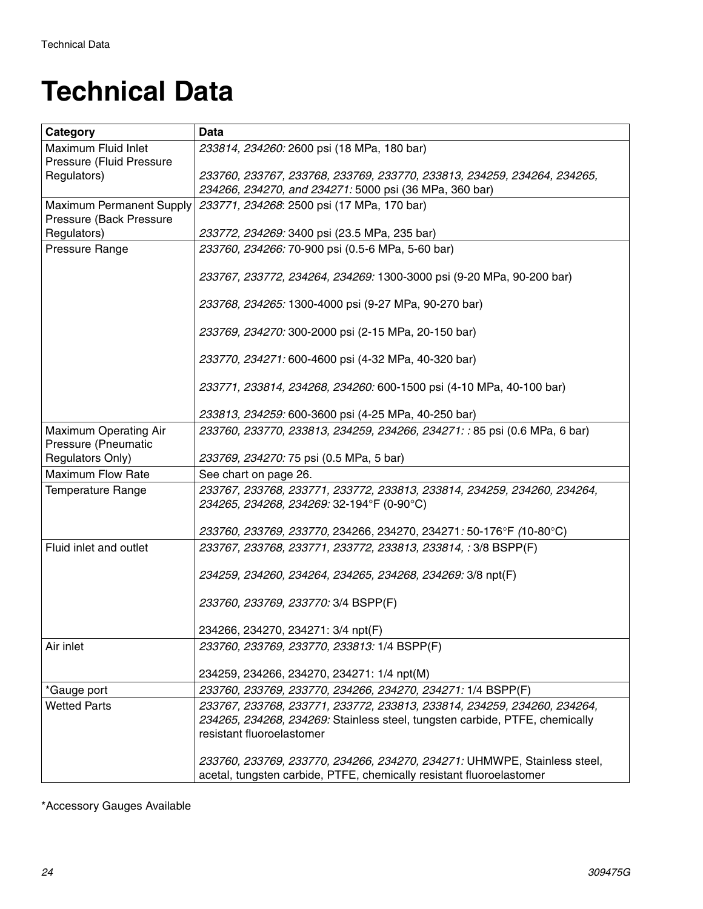# Technical Data

| Category | Data |
|---|---|
| Maximum Fluid Inlet Pressure (Fluid Pressure Regulators) | *233814, 234260:* 2600 psi (18 MPa, 180 bar)<br><br>*233760, 233767, 233768, 233769, 233770, 233813, 234259, 234264, 234265, 234266, 234270, and 234271:* 5000 psi (36 MPa, 360 bar) |
| Maximum Permanent Supply Pressure (Back Pressure Regulators) | *233771, 234268*: 2500 psi (17 MPa, 170 bar)<br><br>*233772, 234269:* 3400 psi (23.5 MPa, 235 bar) |
| Pressure Range | *233760, 234266:* 70-900 psi (0.5-6 MPa, 5-60 bar)<br><br>*233767, 233772, 234264, 234269:* 1300-3000 psi (9-20 MPa, 90-200 bar)<br><br>*233768, 234265:* 1300-4000 psi (9-27 MPa, 90-270 bar)<br><br>*233769, 234270:* 300-2000 psi (2-15 MPa, 20-150 bar)<br><br>*233770, 234271:* 600-4600 psi (4-32 MPa, 40-320 bar)<br><br>*233771, 233814, 234268, 234260:* 600-1500 psi (4-10 MPa, 40-100 bar)<br><br>*233813, 234259:* 600-3600 psi (4-25 MPa, 40-250 bar) |
| Maximum Operating Air Pressure (Pneumatic Regulators Only) | *233760, 233770, 233813, 234259, 234266, 234271: :* 85 psi (0.6 MPa, 6 bar)<br><br>*233769, 234270:* 75 psi (0.5 MPa, 5 bar) |
| Maximum Flow Rate | See chart on page 26. |
| Temperature Range | *233767, 233768, 233771, 233772, 233813, 233814, 234259, 234260, 234264, 234265, 234268, 234269:* 32-194°F (0-90°C)<br><br>*233760, 233769, 233770,* 234266, 234270, 234271*:* 50-176°F *(*10-80°C) |
| Fluid inlet and outlet | *233767, 233768, 233771, 233772, 233813, 233814, :* 3/8 BSPP(F)<br><br>*234259, 234260, 234264, 234265, 234268, 234269:* 3/8 npt(F)<br><br>*233760, 233769, 233770:* 3/4 BSPP(F)<br><br>234266, 234270, 234271: 3/4 npt(F) |
| Air inlet | *233760, 233769, 233770, 233813:* 1/4 BSPP(F)<br><br>234259, 234266, 234270, 234271: 1/4 npt(M) |
| *Gauge port | *233760, 233769, 233770, 234266, 234270, 234271:* 1/4 BSPP(F) |
| Wetted Parts | *233767, 233768, 233771, 233772, 233813, 233814, 234259, 234260, 234264, 234265, 234268, 234269:* Stainless steel, tungsten carbide, PTFE, chemically resistant fluoroelastomer<br><br>*233760, 233769, 233770, 234266, 234270, 234271:* UHMWPE, Stainless steel, acetal, tungsten carbide, PTFE, chemically resistant fluoroelastomer |

*Accessory Gauges Available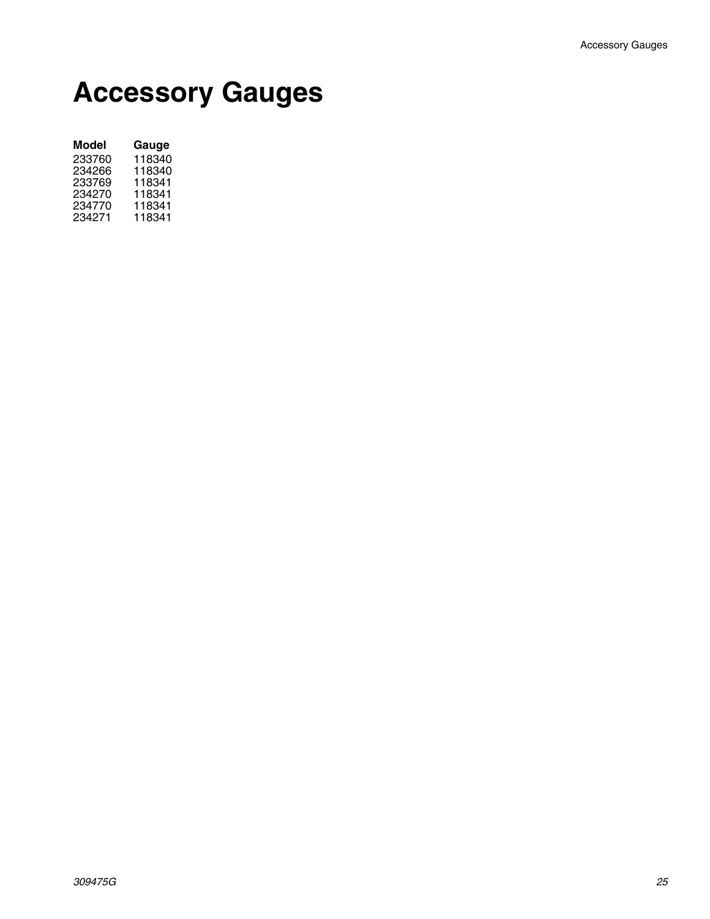# Accessory Gauges

| Model | Gauge |
|---|---|
| 233760 | 118340 |
| 234266 | 118340 |
| 233769 | 118341 |
| 234270 | 118341 |
| 234770 | 118341 |
| 234271 | 118341 |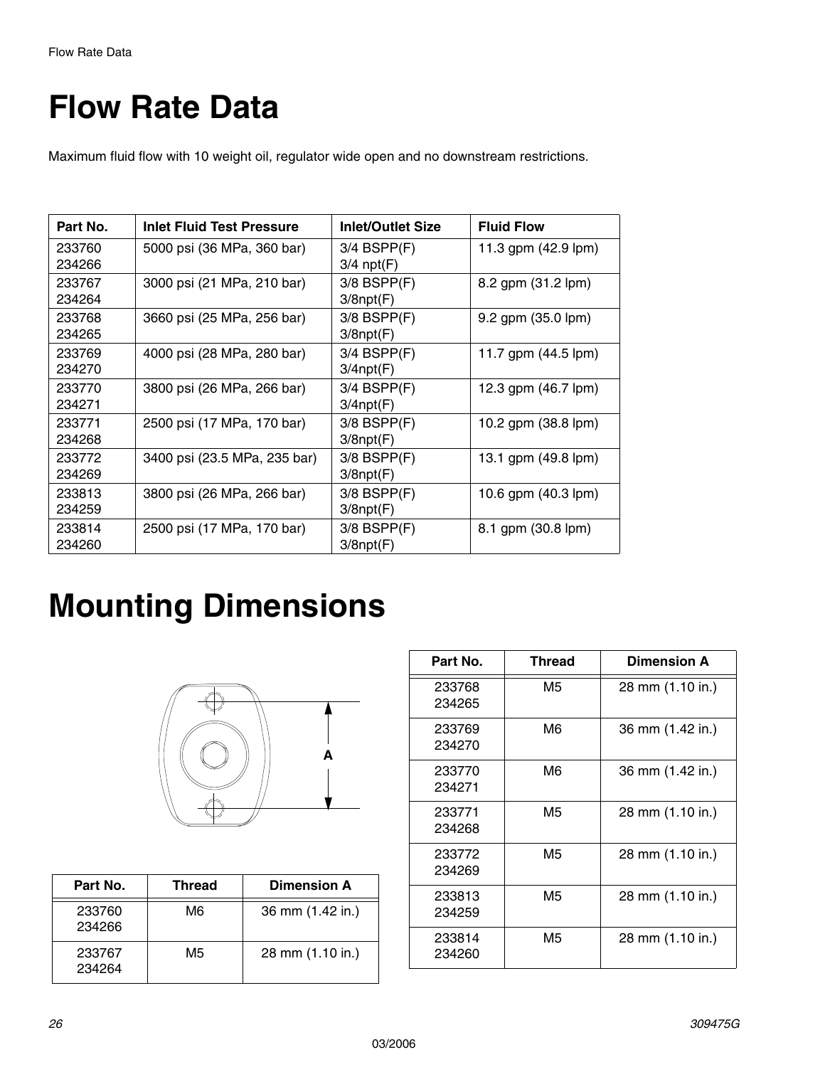# Flow Rate Data

Maximum fluid flow with 10 weight oil, regulator wide open and no downstream restrictions.

| Part No. | Inlet Fluid Test Pressure | Inlet/Outlet Size | Fluid Flow |
|---|---|---|---|
| 233760<br>234266 | 5000 psi (36 MPa, 360 bar) | 3/4 BSPP(F)<br>3/4 npt(F) | 11.3 gpm (42.9 lpm) |
| 233767<br>234264 | 3000 psi (21 MPa, 210 bar) | 3/8 BSPP(F)<br>3/8npt(F) | 8.2 gpm (31.2 lpm) |
| 233768<br>234265 | 3660 psi (25 MPa, 256 bar) | 3/8 BSPP(F)<br>3/8npt(F) | 9.2 gpm (35.0 lpm) |
| 233769<br>234270 | 4000 psi (28 MPa, 280 bar) | 3/4 BSPP(F)<br>3/4npt(F) | 11.7 gpm (44.5 lpm) |
| 233770<br>234271 | 3800 psi (26 MPa, 266 bar) | 3/4 BSPP(F)<br>3/4npt(F) | 12.3 gpm (46.7 lpm) |
| 233771<br>234268 | 2500 psi (17 MPa, 170 bar) | 3/8 BSPP(F)<br>3/8npt(F) | 10.2 gpm (38.8 lpm) |
| 233772<br>234269 | 3400 psi (23.5 MPa, 235 bar) | 3/8 BSPP(F)<br>3/8npt(F) | 13.1 gpm (49.8 lpm) |
| 233813<br>234259 | 3800 psi (26 MPa, 266 bar) | 3/8 BSPP(F)<br>3/8npt(F) | 10.6 gpm (40.3 lpm) |
| 233814<br>234260 | 2500 psi (17 MPa, 170 bar) | 3/8 BSPP(F)<br>3/8npt(F) | 8.1 gpm (30.8 lpm) |

# Mounting Dimensions

A

| Part No. | Thread | Dimension A |
|---|---|---|
| 233760<br>234266 | M6 | 36 mm (1.42 in.) |
| 233767<br>234264 | M5 | 28 mm (1.10 in.) |
| 233768<br>234265 | M5 | 28 mm (1.10 in.) |
| 233769<br>234270 | M6 | 36 mm (1.42 in.) |
| 233770<br>234271 | M6 | 36 mm (1.42 in.) |
| 233771<br>234268 | M5 | 28 mm (1.10 in.) |
| 233772<br>234269 | M5 | 28 mm (1.10 in.) |
| 233813<br>234259 | M5 | 28 mm (1.10 in.) |
| 233814<br>234260 | M5 | 28 mm (1.10 in.) |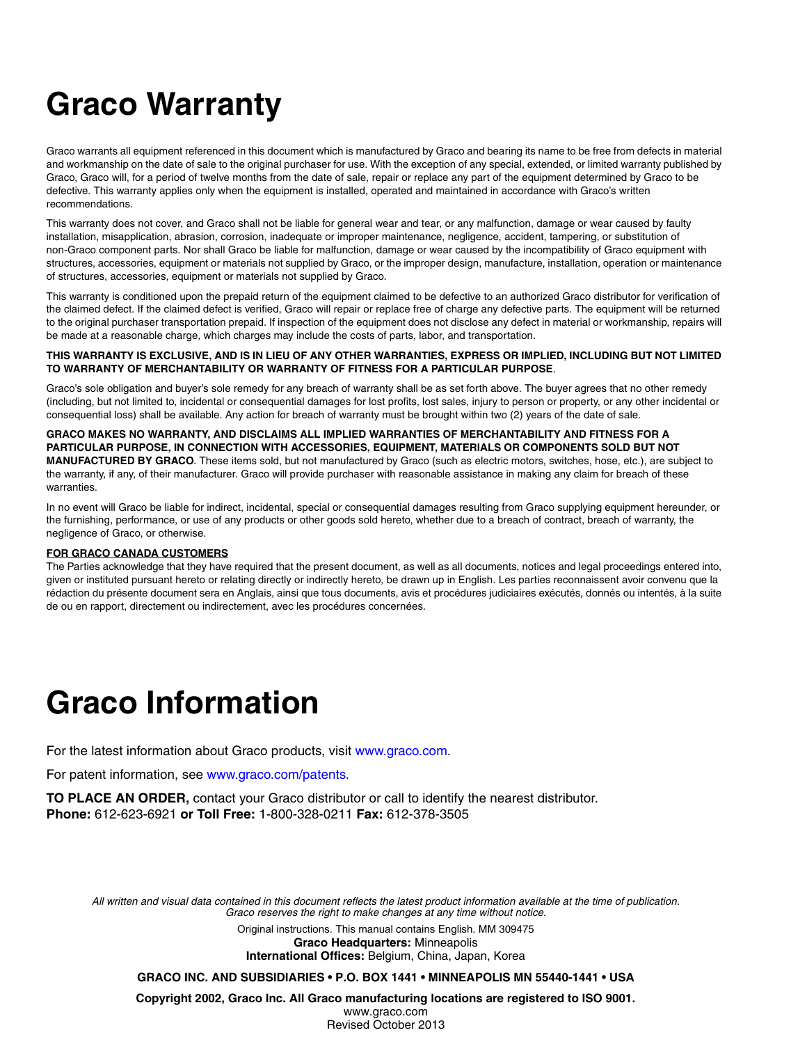# Graco Warranty

Graco warrants all equipment referenced in this document which is manufactured by Graco and bearing its name to be free from defects in material and workmanship on the date of sale to the original purchaser for use. With the exception of any special, extended, or limited warranty published by Graco, Graco will, for a period of twelve months from the date of sale, repair or replace any part of the equipment determined by Graco to be defective. This warranty applies only when the equipment is installed, operated and maintained in accordance with Graco's written recommendations.

This warranty does not cover, and Graco shall not be liable for general wear and tear, or any malfunction, damage or wear caused by faulty installation, misapplication, abrasion, corrosion, inadequate or improper maintenance, negligence, accident, tampering, or substitution of non-Graco component parts. Nor shall Graco be liable for malfunction, damage or wear caused by the incompatibility of Graco equipment with structures, accessories, equipment or materials not supplied by Graco, or the improper design, manufacture, installation, operation or maintenance of structures, accessories, equipment or materials not supplied by Graco.

This warranty is conditioned upon the prepaid return of the equipment claimed to be defective to an authorized Graco distributor for verification of the claimed defect. If the claimed defect is verified, Graco will repair or replace free of charge any defective parts. The equipment will be returned to the original purchaser transportation prepaid. If inspection of the equipment does not disclose any defect in material or workmanship, repairs will be made at a reasonable charge, which charges may include the costs of parts, labor, and transportation.

**THIS WARRANTY IS EXCLUSIVE, AND IS IN LIEU OF ANY OTHER WARRANTIES, EXPRESS OR IMPLIED, INCLUDING BUT NOT LIMITED TO WARRANTY OF MERCHANTABILITY OR WARRANTY OF FITNESS FOR A PARTICULAR PURPOSE**.

Graco's sole obligation and buyer's sole remedy for any breach of warranty shall be as set forth above. The buyer agrees that no other remedy (including, but not limited to, incidental or consequential damages for lost profits, lost sales, injury to person or property, or any other incidental or consequential loss) shall be available. Any action for breach of warranty must be brought within two (2) years of the date of sale.

**GRACO MAKES NO WARRANTY, AND DISCLAIMS ALL IMPLIED WARRANTIES OF MERCHANTABILITY AND FITNESS FOR A PARTICULAR PURPOSE, IN CONNECTION WITH ACCESSORIES, EQUIPMENT, MATERIALS OR COMPONENTS SOLD BUT NOT MANUFACTURED BY GRACO**. These items sold, but not manufactured by Graco (such as electric motors, switches, hose, etc.), are subject to the warranty, if any, of their manufacturer. Graco will provide purchaser with reasonable assistance in making any claim for breach of these warranties.

In no event will Graco be liable for indirect, incidental, special or consequential damages resulting from Graco supplying equipment hereunder, or the furnishing, performance, or use of any products or other goods sold hereto, whether due to a breach of contract, breach of warranty, the negligence of Graco, or otherwise.

**FOR GRACO CANADA CUSTOMERS**

The Parties acknowledge that they have required that the present document, as well as all documents, notices and legal proceedings entered into, given or instituted pursuant hereto or relating directly or indirectly hereto, be drawn up in English. Les parties reconnaissent avoir convenu que la rédaction du présente document sera en Anglais, ainsi que tous documents, avis et procédures judiciaires exécutés, donnés ou intentés, à la suite de ou en rapport, directement ou indirectement, avec les procédures concernées.

# Graco Information

For the latest information about Graco products, visit www.graco.com.

For patent information, see www.graco.com/patents.

**TO PLACE AN ORDER,** contact your Graco distributor or call to identify the nearest distributor.
**Phone:** 612-623-6921 **or Toll Free:** 1-800-328-0211 **Fax:** 612-378-3505

*All written and visual data contained in this document reflects the latest product information available at the time of publication. Graco reserves the right to make changes at any time without notice.*

Original instructions. This manual contains English. MM 309475
**Graco Headquarters:** Minneapolis
**International Offices:** Belgium, China, Japan, Korea

**GRACO INC. AND SUBSIDIARIES • P.O. BOX 1441 • MINNEAPOLIS MN 55440-1441 • USA**

**Copyright 2002, Graco Inc. All Graco manufacturing locations are registered to ISO 9001.**
www.graco.com
Revised October 2013